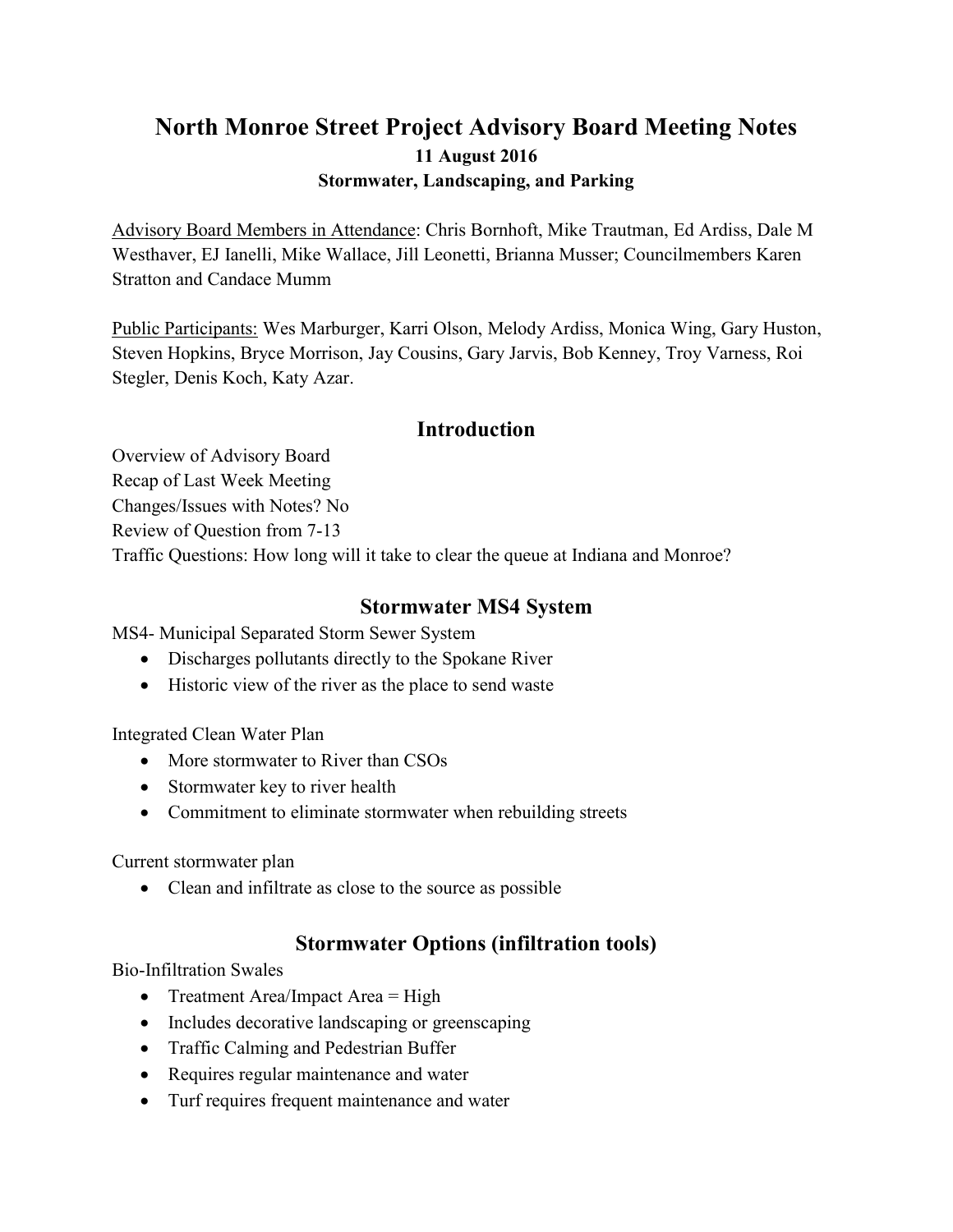# North Monroe Street Project Advisory Board Meeting Notes

**11 August 2016**

**Stormwater, Landscaping, and Parking**

Advisory Board Members in Attendance: Chris Bornhoft, Mike Trautman, Ed Ardiss, Dale M Westhaver, EJ Ianelli, Mike Wallace, Jill Leonetti, Brianna Musser; Councilmembers Karen Stratton and Candace Mumm

Public Participants: Wes Marburger, Karri Olson, Melody Ardiss, Monica Wing, Gary Huston, Steven Hopkins, Bryce Morrison, Jay Cousins, Gary Jarvis, Bob Kenney, Troy Varness, Roi Stegler, Denis Koch, Katy Azar.

## Introduction

Overview of Advisory Board
Recap of Last Week Meeting
Changes/Issues with Notes? No
Review of Question from 7-13
Traffic Questions: How long will it take to clear the queue at Indiana and Monroe?

## Stormwater MS4 System

MS4- Municipal Separated Storm Sewer System

- Discharges pollutants directly to the Spokane River
- Historic view of the river as the place to send waste

Integrated Clean Water Plan

- More stormwater to River than CSOs
- Stormwater key to river health
- Commitment to eliminate stormwater when rebuilding streets

Current stormwater plan

- Clean and infiltrate as close to the source as possible

## Stormwater Options (infiltration tools)

Bio-Infiltration Swales

- Treatment Area/Impact Area = High
- Includes decorative landscaping or greenscaping
- Traffic Calming and Pedestrian Buffer
- Requires regular maintenance and water
- Turf requires frequent maintenance and water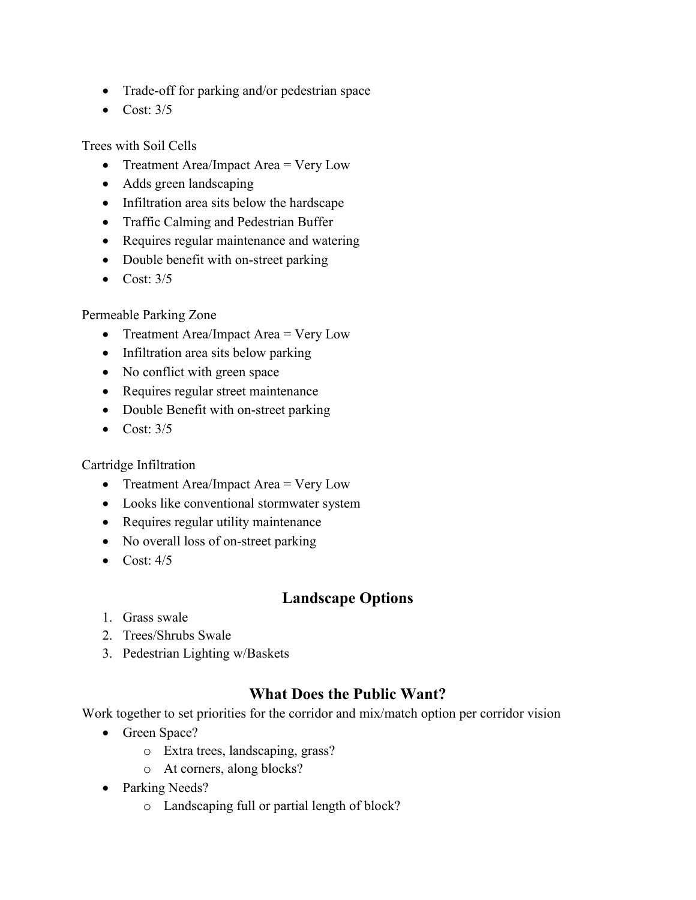- Trade-off for parking and/or pedestrian space
- Cost: 3/5

Trees with Soil Cells

- Treatment Area/Impact Area = Very Low
- Adds green landscaping
- Infiltration area sits below the hardscape
- Traffic Calming and Pedestrian Buffer
- Requires regular maintenance and watering
- Double benefit with on-street parking
- Cost: 3/5

Permeable Parking Zone

- Treatment Area/Impact Area = Very Low
- Infiltration area sits below parking
- No conflict with green space
- Requires regular street maintenance
- Double Benefit with on-street parking
- Cost: 3/5

Cartridge Infiltration

- Treatment Area/Impact Area = Very Low
- Looks like conventional stormwater system
- Requires regular utility maintenance
- No overall loss of on-street parking
- Cost: 4/5

## Landscape Options

1. Grass swale
2. Trees/Shrubs Swale
3. Pedestrian Lighting w/Baskets

## What Does the Public Want?

Work together to set priorities for the corridor and mix/match option per corridor vision

- Green Space?
  - Extra trees, landscaping, grass?
  - At corners, along blocks?
- Parking Needs?
  - Landscaping full or partial length of block?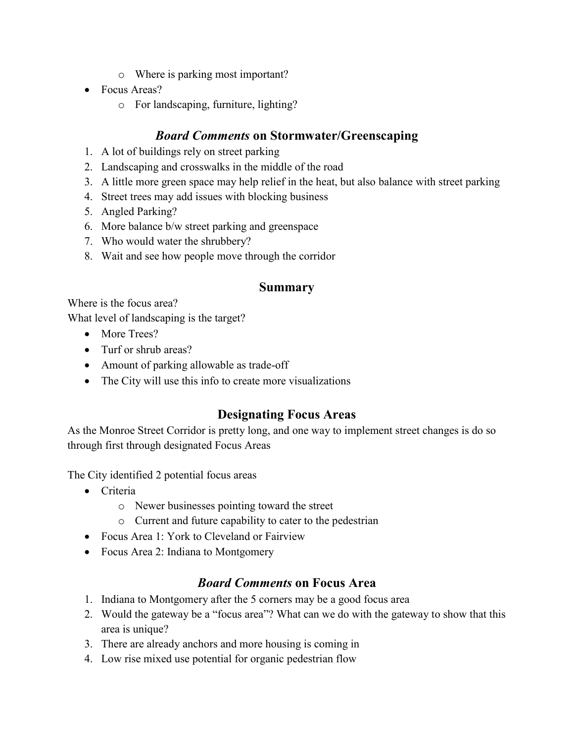- Where is parking most important?
- Focus Areas?
  - For landscaping, furniture, lighting?

## *Board Comments* on Stormwater/Greenscaping

1. A lot of buildings rely on street parking
2. Landscaping and crosswalks in the middle of the road
3. A little more green space may help relief in the heat, but also balance with street parking
4. Street trees may add issues with blocking business
5. Angled Parking?
6. More balance b/w street parking and greenspace
7. Who would water the shrubbery?
8. Wait and see how people move through the corridor

## Summary

Where is the focus area?
What level of landscaping is the target?

- More Trees?
- Turf or shrub areas?
- Amount of parking allowable as trade-off
- The City will use this info to create more visualizations

## Designating Focus Areas

As the Monroe Street Corridor is pretty long, and one way to implement street changes is do so through first through designated Focus Areas

The City identified 2 potential focus areas

- Criteria
  - Newer businesses pointing toward the street
  - Current and future capability to cater to the pedestrian
- Focus Area 1: York to Cleveland or Fairview
- Focus Area 2: Indiana to Montgomery

## *Board Comments* on Focus Area

1. Indiana to Montgomery after the 5 corners may be a good focus area
2. Would the gateway be a "focus area"? What can we do with the gateway to show that this area is unique?
3. There are already anchors and more housing is coming in
4. Low rise mixed use potential for organic pedestrian flow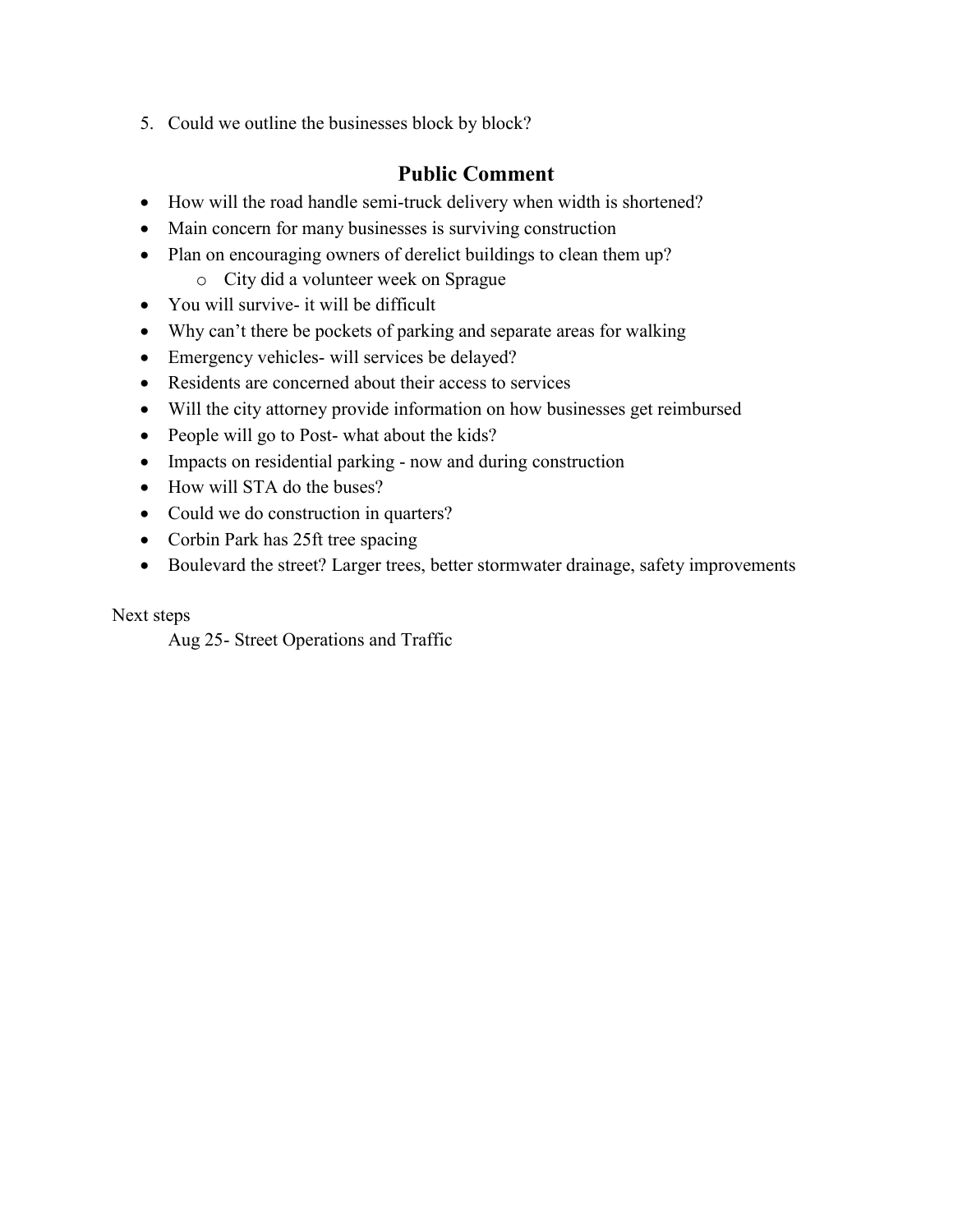5. Could we outline the businesses block by block?

## Public Comment

- How will the road handle semi-truck delivery when width is shortened?
- Main concern for many businesses is surviving construction
- Plan on encouraging owners of derelict buildings to clean them up?
  - City did a volunteer week on Sprague
- You will survive- it will be difficult
- Why can't there be pockets of parking and separate areas for walking
- Emergency vehicles- will services be delayed?
- Residents are concerned about their access to services
- Will the city attorney provide information on how businesses get reimbursed
- People will go to Post- what about the kids?
- Impacts on residential parking - now and during construction
- How will STA do the buses?
- Could we do construction in quarters?
- Corbin Park has 25ft tree spacing
- Boulevard the street? Larger trees, better stormwater drainage, safety improvements

Next steps

Aug 25- Street Operations and Traffic